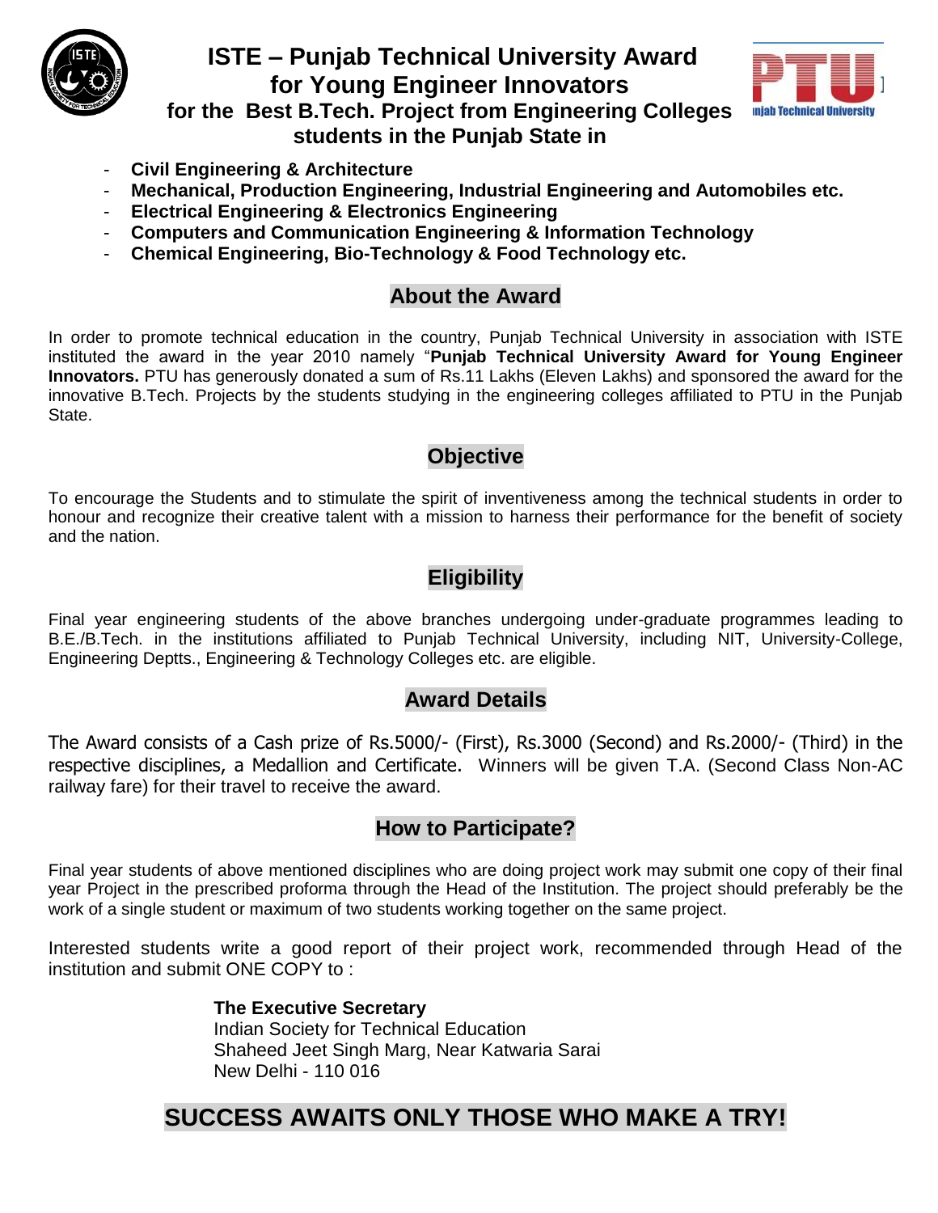# ISTE – Punjab Technical University Award for Young Engineer Innovators

## for the Best B.Tech. Project from Engineering Colleges students in the Punjab State in

- **Civil Engineering & Architecture**
- **Mechanical, Production Engineering, Industrial Engineering and Automobiles etc.**
- **Electrical Engineering & Electronics Engineering**
- **Computers and Communication Engineering & Information Technology**
- **Chemical Engineering, Bio-Technology & Food Technology etc.**

## About the Award

In order to promote technical education in the country, Punjab Technical University in association with ISTE instituted the award in the year 2010 namely "**Punjab Technical University Award for Young Engineer Innovators.** PTU has generously donated a sum of Rs.11 Lakhs (Eleven Lakhs) and sponsored the award for the innovative B.Tech. Projects by the students studying in the engineering colleges affiliated to PTU in the Punjab State.

## Objective

To encourage the Students and to stimulate the spirit of inventiveness among the technical students in order to honour and recognize their creative talent with a mission to harness their performance for the benefit of society and the nation.

## Eligibility

Final year engineering students of the above branches undergoing under-graduate programmes leading to B.E./B.Tech. in the institutions affiliated to Punjab Technical University, including NIT, University-College, Engineering Deptts., Engineering & Technology Colleges etc. are eligible.

## Award Details

The Award consists of a Cash prize of Rs.5000/- (First), Rs.3000 (Second) and Rs.2000/- (Third) in the respective disciplines, a Medallion and Certificate. Winners will be given T.A. (Second Class Non-AC railway fare) for their travel to receive the award.

## How to Participate?

Final year students of above mentioned disciplines who are doing project work may submit one copy of their final year Project in the prescribed proforma through the Head of the Institution. The project should preferably be the work of a single student or maximum of two students working together on the same project.

Interested students write a good report of their project work, recommended through Head of the institution and submit ONE COPY to :

**The Executive Secretary**
Indian Society for Technical Education
Shaheed Jeet Singh Marg, Near Katwaria Sarai
New Delhi - 110 016

## SUCCESS AWAITS ONLY THOSE WHO MAKE A TRY!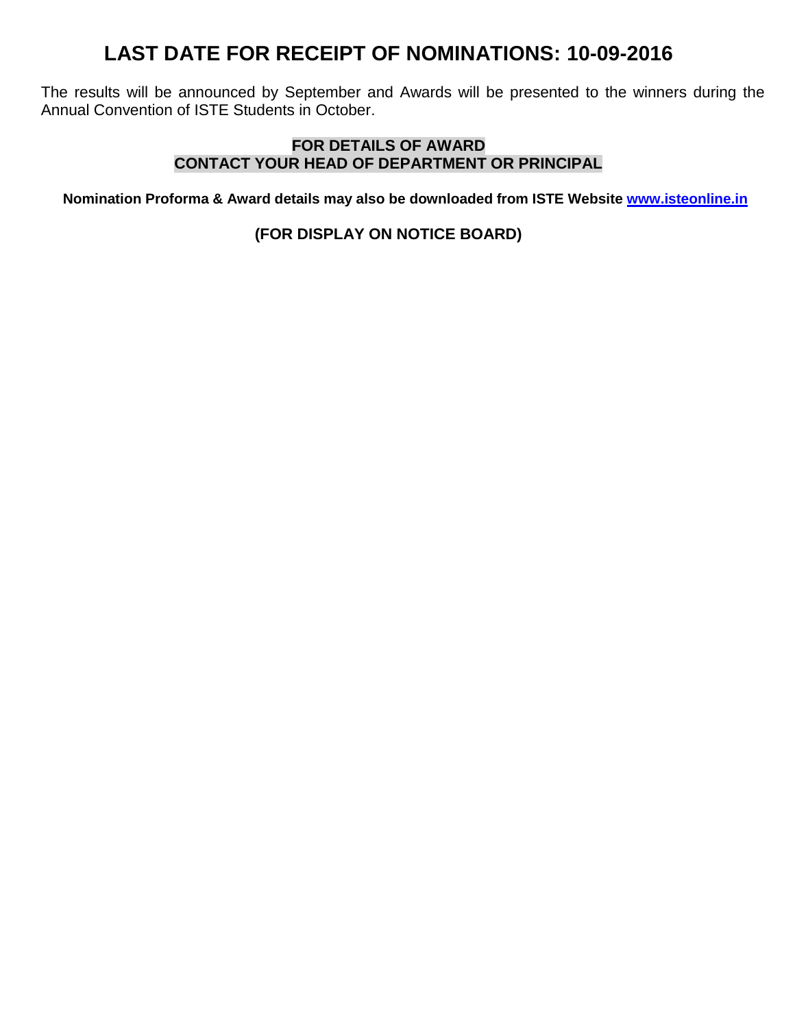# LAST DATE FOR RECEIPT OF NOMINATIONS: 10-09-2016

The results will be announced by September and Awards will be presented to the winners during the Annual Convention of ISTE Students in October.

**FOR DETAILS OF AWARD**
**CONTACT YOUR HEAD OF DEPARTMENT OR PRINCIPAL**

**Nomination Proforma & Award details may also be downloaded from ISTE Website [www.isteonline.in](http://www.isteonline.in)**

**(FOR DISPLAY ON NOTICE BOARD)**